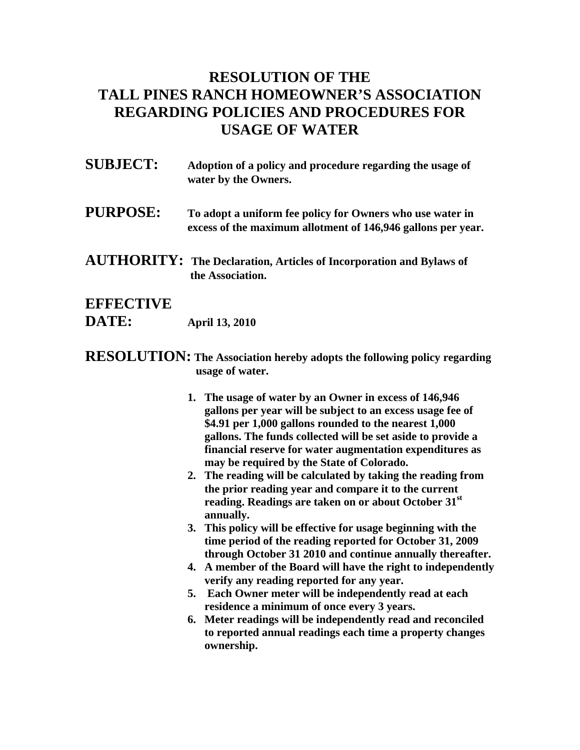# RESOLUTION OF THE TALL PINES RANCH HOMEOWNER'S ASSOCIATION REGARDING POLICIES AND PROCEDURES FOR USAGE OF WATER

**SUBJECT:** **Adoption of a policy and procedure regarding the usage of water by the Owners.**

**PURPOSE:** **To adopt a uniform fee policy for Owners who use water in excess of the maximum allotment of 146,946 gallons per year.**

**AUTHORITY:** **The Declaration, Articles of Incorporation and Bylaws of the Association.**

**EFFECTIVE DATE:** **April 13, 2010**

**RESOLUTION:** **The Association hereby adopts the following policy regarding usage of water.**

1. **The usage of water by an Owner in excess of 146,946 gallons per year will be subject to an excess usage fee of $4.91 per 1,000 gallons rounded to the nearest 1,000 gallons. The funds collected will be set aside to provide a financial reserve for water augmentation expenditures as may be required by the State of Colorado.**
2. **The reading will be calculated by taking the reading from the prior reading year and compare it to the current reading. Readings are taken on or about October 31st annually.**
3. **This policy will be effective for usage beginning with the time period of the reading reported for October 31, 2009 through October 31 2010 and continue annually thereafter.**
4. **A member of the Board will have the right to independently verify any reading reported for any year.**
5. **Each Owner meter will be independently read at each residence a minimum of once every 3 years.**
6. **Meter readings will be independently read and reconciled to reported annual readings each time a property changes ownership.**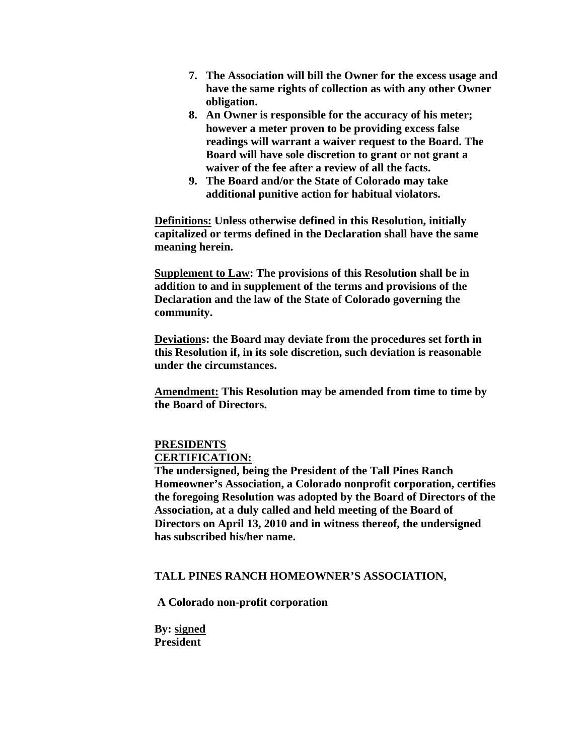7. **The Association will bill the Owner for the excess usage and have the same rights of collection as with any other Owner obligation.**
8. **An Owner is responsible for the accuracy of his meter; however a meter proven to be providing excess false readings will warrant a waiver request to the Board. The Board will have sole discretion to grant or not grant a waiver of the fee after a review of all the facts.**
9. **The Board and/or the State of Colorado may take additional punitive action for habitual violators.**

**<u>Definitions:</u> Unless otherwise defined in this Resolution, initially capitalized or terms defined in the Declaration shall have the same meaning herein.**

**<u>Supplement to Law</u>: The provisions of this Resolution shall be in addition to and in supplement of the terms and provisions of the Declaration and the law of the State of Colorado governing the community.**

**<u>Deviation</u>s: the Board may deviate from the procedures set forth in this Resolution if, in its sole discretion, such deviation is reasonable under the circumstances.**

**<u>Amendment:</u> This Resolution may be amended from time to time by the Board of Directors.**

**<u>PRESIDENTS CERTIFICATION:</u>**
**The undersigned, being the President of the Tall Pines Ranch Homeowner's Association, a Colorado nonprofit corporation, certifies the foregoing Resolution was adopted by the Board of Directors of the Association, at a duly called and held meeting of the Board of Directors on April 13, 2010 and in witness thereof, the undersigned has subscribed his/her name.**

**TALL PINES RANCH HOMEOWNER'S ASSOCIATION,**

**A Colorado non-profit corporation**

**By: <u>signed</u>**
**President**